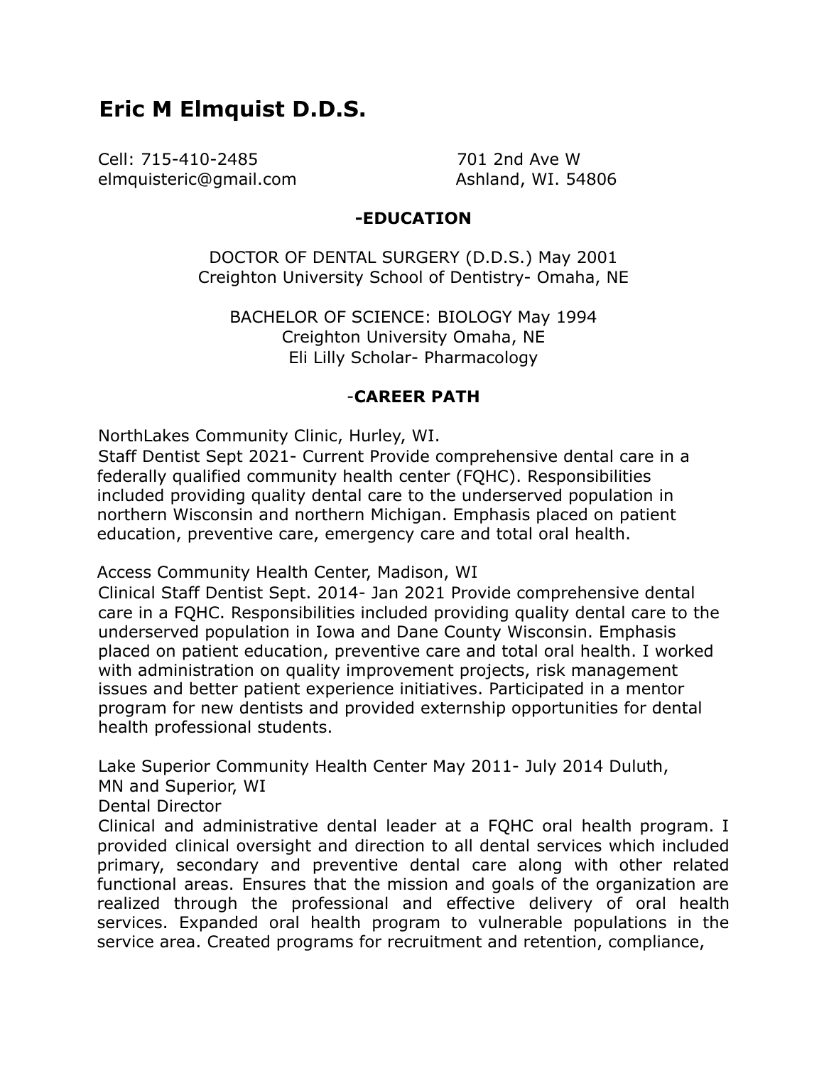# Eric M Elmquist D.D.S.

Cell: 715-410-2485
elmquisteric@gmail.com

701 2nd Ave W
Ashland, WI. 54806

## -EDUCATION

DOCTOR OF DENTAL SURGERY (D.D.S.) May 2001
Creighton University School of Dentistry- Omaha, NE

BACHELOR OF SCIENCE: BIOLOGY May 1994
Creighton University Omaha, NE
Eli Lilly Scholar- Pharmacology

## -CAREER PATH

NorthLakes Community Clinic, Hurley, WI.
Staff Dentist Sept 2021- Current Provide comprehensive dental care in a federally qualified community health center (FQHC). Responsibilities included providing quality dental care to the underserved population in northern Wisconsin and northern Michigan. Emphasis placed on patient education, preventive care, emergency care and total oral health.

Access Community Health Center, Madison, WI
Clinical Staff Dentist Sept. 2014- Jan 2021 Provide comprehensive dental care in a FQHC. Responsibilities included providing quality dental care to the underserved population in Iowa and Dane County Wisconsin. Emphasis placed on patient education, preventive care and total oral health. I worked with administration on quality improvement projects, risk management issues and better patient experience initiatives. Participated in a mentor program for new dentists and provided externship opportunities for dental health professional students.

Lake Superior Community Health Center May 2011- July 2014 Duluth, MN and Superior, WI
Dental Director
Clinical and administrative dental leader at a FQHC oral health program. I provided clinical oversight and direction to all dental services which included primary, secondary and preventive dental care along with other related functional areas. Ensures that the mission and goals of the organization are realized through the professional and effective delivery of oral health services. Expanded oral health program to vulnerable populations in the service area. Created programs for recruitment and retention, compliance,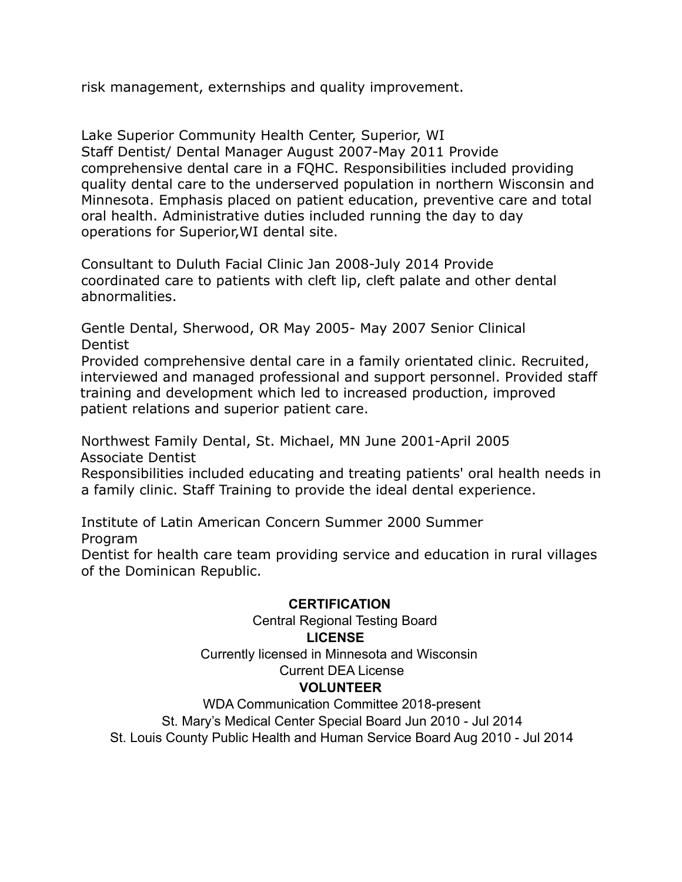risk management, externships and quality improvement.

Lake Superior Community Health Center, Superior, WI
Staff Dentist/ Dental Manager August 2007-May 2011 Provide comprehensive dental care in a FQHC. Responsibilities included providing quality dental care to the underserved population in northern Wisconsin and Minnesota. Emphasis placed on patient education, preventive care and total oral health. Administrative duties included running the day to day operations for Superior,WI dental site.

Consultant to Duluth Facial Clinic Jan 2008-July 2014 Provide coordinated care to patients with cleft lip, cleft palate and other dental abnormalities.

Gentle Dental, Sherwood, OR May 2005- May 2007 Senior Clinical Dentist
Provided comprehensive dental care in a family orientated clinic. Recruited, interviewed and managed professional and support personnel. Provided staff training and development which led to increased production, improved patient relations and superior patient care.

Northwest Family Dental, St. Michael, MN June 2001-April 2005 Associate Dentist
Responsibilities included educating and treating patients' oral health needs in a family clinic. Staff Training to provide the ideal dental experience.

Institute of Latin American Concern Summer 2000 Summer Program
Dentist for health care team providing service and education in rural villages of the Dominican Republic.

**CERTIFICATION**

Central Regional Testing Board

**LICENSE**

Currently licensed in Minnesota and Wisconsin
Current DEA License

**VOLUNTEER**

WDA Communication Committee 2018-present
St. Mary's Medical Center Special Board Jun 2010 - Jul 2014
St. Louis County Public Health and Human Service Board Aug 2010 - Jul 2014